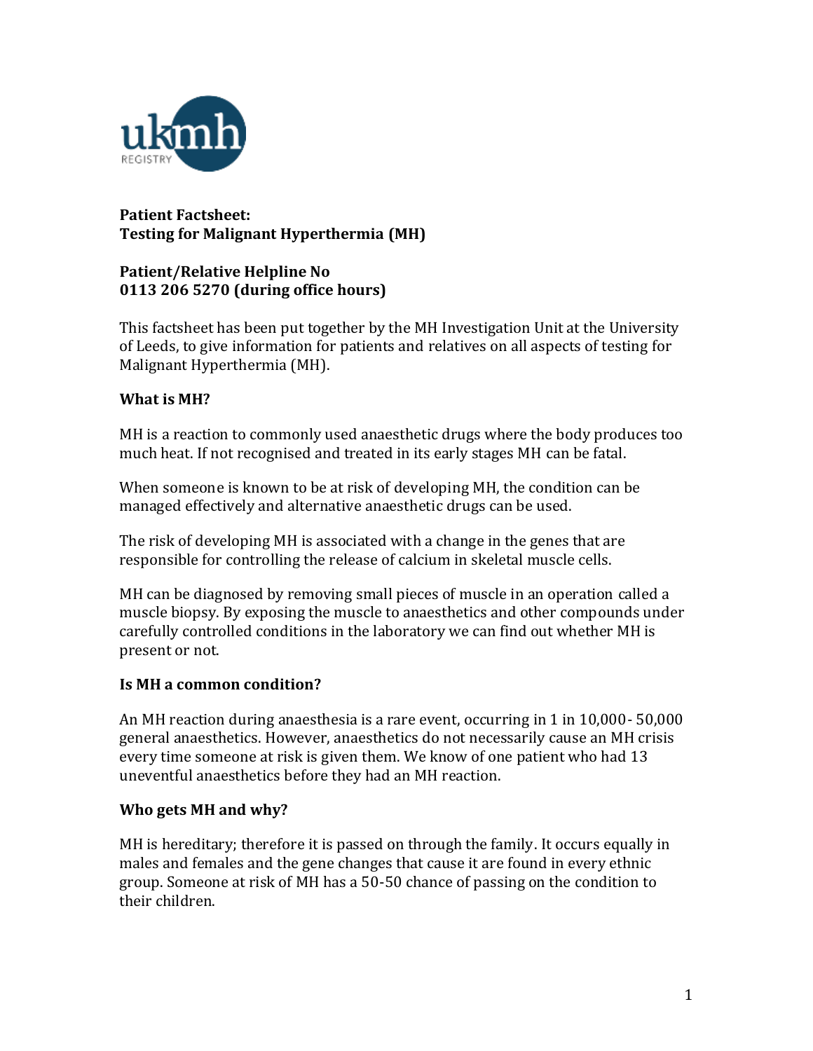# Patient Factsheet: Testing for Malignant Hyperthermia (MH)

**Patient/Relative Helpline No**
**0113 206 5270 (during office hours)**

This factsheet has been put together by the MH Investigation Unit at the University of Leeds, to give information for patients and relatives on all aspects of testing for Malignant Hyperthermia (MH).

## What is MH?

MH is a reaction to commonly used anaesthetic drugs where the body produces too much heat. If not recognised and treated in its early stages MH can be fatal.

When someone is known to be at risk of developing MH, the condition can be managed effectively and alternative anaesthetic drugs can be used.

The risk of developing MH is associated with a change in the genes that are responsible for controlling the release of calcium in skeletal muscle cells.

MH can be diagnosed by removing small pieces of muscle in an operation called a muscle biopsy. By exposing the muscle to anaesthetics and other compounds under carefully controlled conditions in the laboratory we can find out whether MH is present or not.

## Is MH a common condition?

An MH reaction during anaesthesia is a rare event, occurring in 1 in 10,000- 50,000 general anaesthetics. However, anaesthetics do not necessarily cause an MH crisis every time someone at risk is given them. We know of one patient who had 13 uneventful anaesthetics before they had an MH reaction.

## Who gets MH and why?

MH is hereditary; therefore it is passed on through the family. It occurs equally in males and females and the gene changes that cause it are found in every ethnic group. Someone at risk of MH has a 50-50 chance of passing on the condition to their children.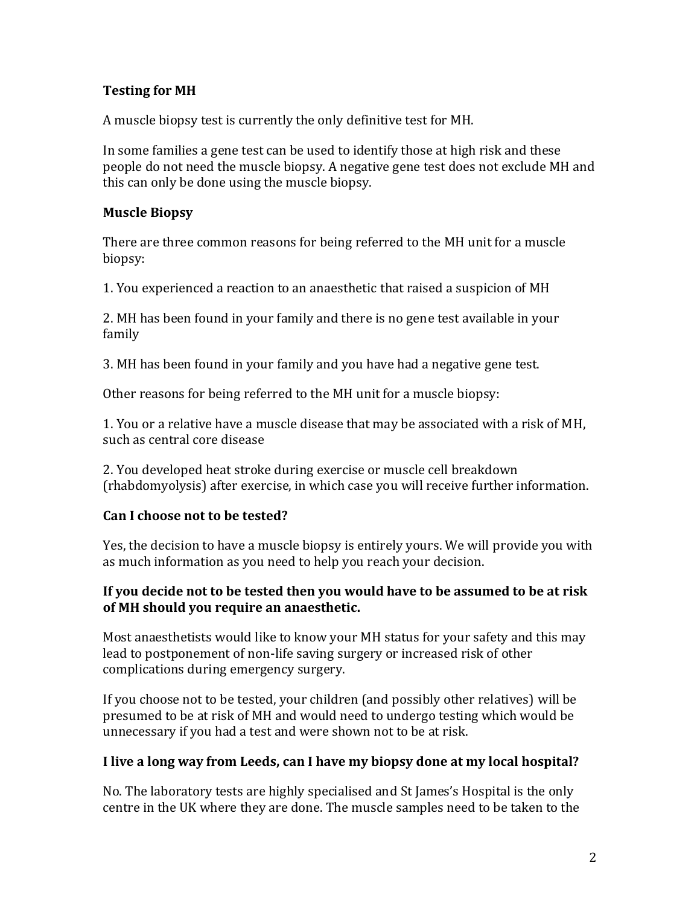## Testing for MH

A muscle biopsy test is currently the only definitive test for MH.

In some families a gene test can be used to identify those at high risk and these people do not need the muscle biopsy. A negative gene test does not exclude MH and this can only be done using the muscle biopsy.

## Muscle Biopsy

There are three common reasons for being referred to the MH unit for a muscle biopsy:

1. You experienced a reaction to an anaesthetic that raised a suspicion of MH

2. MH has been found in your family and there is no gene test available in your family

3. MH has been found in your family and you have had a negative gene test.

Other reasons for being referred to the MH unit for a muscle biopsy:

1. You or a relative have a muscle disease that may be associated with a risk of MH, such as central core disease

2. You developed heat stroke during exercise or muscle cell breakdown (rhabdomyolysis) after exercise, in which case you will receive further information.

## Can I choose not to be tested?

Yes, the decision to have a muscle biopsy is entirely yours. We will provide you with as much information as you need to help you reach your decision.

**If you decide not to be tested then you would have to be assumed to be at risk of MH should you require an anaesthetic.**

Most anaesthetists would like to know your MH status for your safety and this may lead to postponement of non-life saving surgery or increased risk of other complications during emergency surgery.

If you choose not to be tested, your children (and possibly other relatives) will be presumed to be at risk of MH and would need to undergo testing which would be unnecessary if you had a test and were shown not to be at risk.

## I live a long way from Leeds, can I have my biopsy done at my local hospital?

No. The laboratory tests are highly specialised and St James's Hospital is the only centre in the UK where they are done. The muscle samples need to be taken to the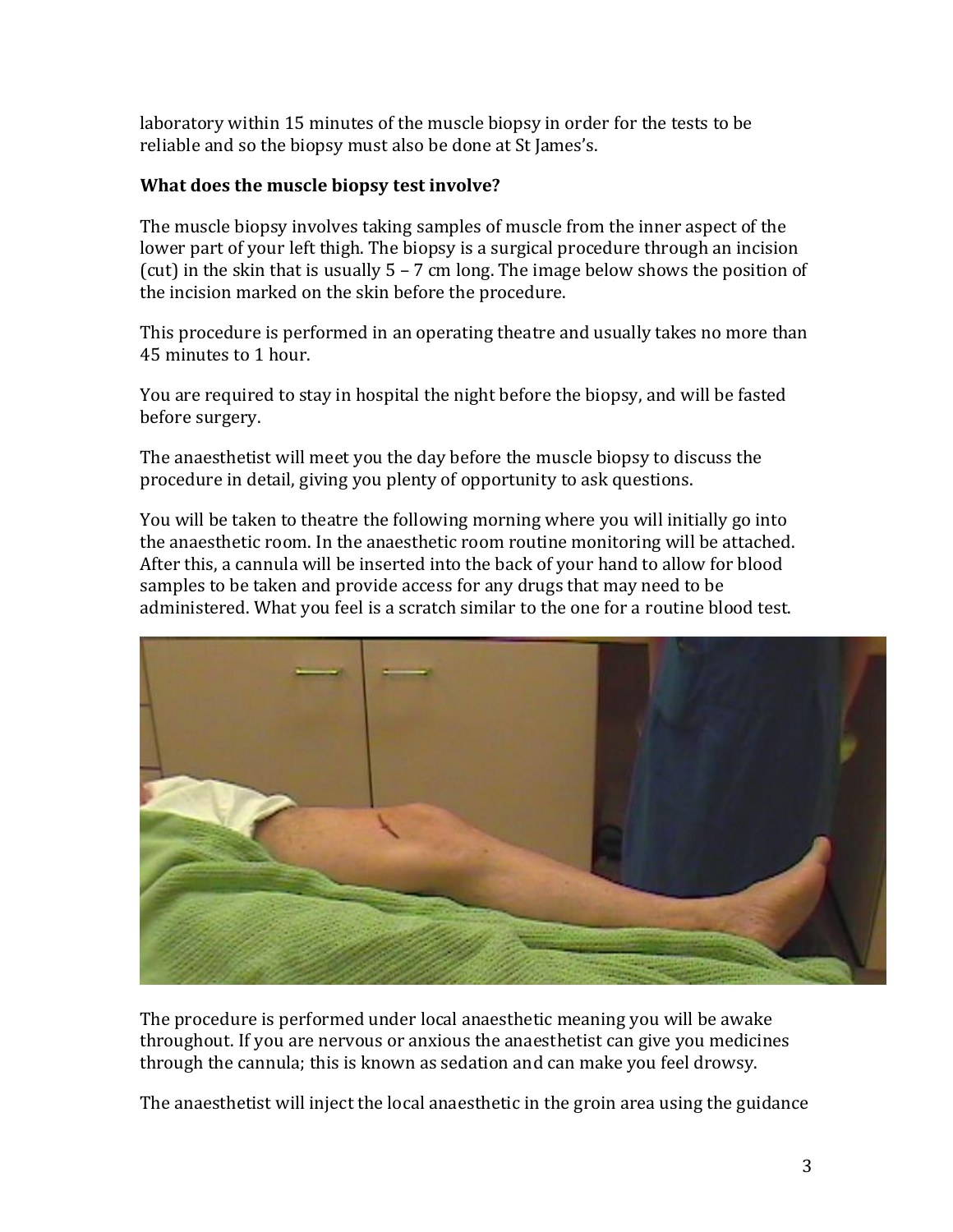laboratory within 15 minutes of the muscle biopsy in order for the tests to be reliable and so the biopsy must also be done at St James's.

**What does the muscle biopsy test involve?**

The muscle biopsy involves taking samples of muscle from the inner aspect of the lower part of your left thigh. The biopsy is a surgical procedure through an incision (cut) in the skin that is usually 5 – 7 cm long. The image below shows the position of the incision marked on the skin before the procedure.

This procedure is performed in an operating theatre and usually takes no more than 45 minutes to 1 hour.

You are required to stay in hospital the night before the biopsy, and will be fasted before surgery.

The anaesthetist will meet you the day before the muscle biopsy to discuss the procedure in detail, giving you plenty of opportunity to ask questions.

You will be taken to theatre the following morning where you will initially go into the anaesthetic room. In the anaesthetic room routine monitoring will be attached. After this, a cannula will be inserted into the back of your hand to allow for blood samples to be taken and provide access for any drugs that may need to be administered. What you feel is a scratch similar to the one for a routine blood test.

The procedure is performed under local anaesthetic meaning you will be awake throughout. If you are nervous or anxious the anaesthetist can give you medicines through the cannula; this is known as sedation and can make you feel drowsy.

The anaesthetist will inject the local anaesthetic in the groin area using the guidance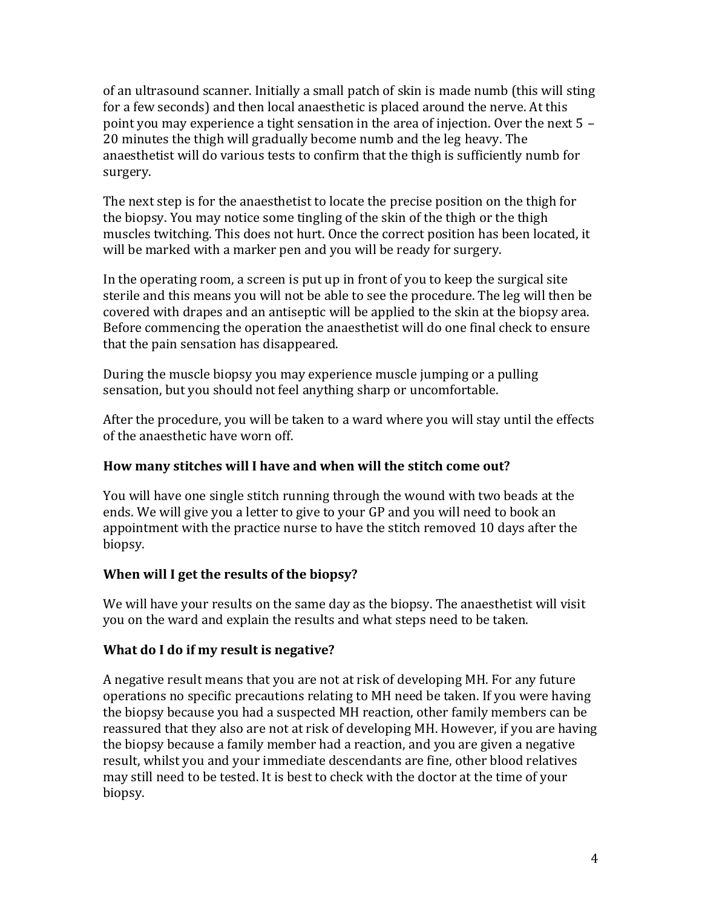of an ultrasound scanner. Initially a small patch of skin is made numb (this will sting for a few seconds) and then local anaesthetic is placed around the nerve. At this point you may experience a tight sensation in the area of injection. Over the next 5 – 20 minutes the thigh will gradually become numb and the leg heavy. The anaesthetist will do various tests to confirm that the thigh is sufficiently numb for surgery.

The next step is for the anaesthetist to locate the precise position on the thigh for the biopsy. You may notice some tingling of the skin of the thigh or the thigh muscles twitching. This does not hurt. Once the correct position has been located, it will be marked with a marker pen and you will be ready for surgery.

In the operating room, a screen is put up in front of you to keep the surgical site sterile and this means you will not be able to see the procedure. The leg will then be covered with drapes and an antiseptic will be applied to the skin at the biopsy area. Before commencing the operation the anaesthetist will do one final check to ensure that the pain sensation has disappeared.

During the muscle biopsy you may experience muscle jumping or a pulling sensation, but you should not feel anything sharp or uncomfortable.

After the procedure, you will be taken to a ward where you will stay until the effects of the anaesthetic have worn off.

### How many stitches will I have and when will the stitch come out?

You will have one single stitch running through the wound with two beads at the ends. We will give you a letter to give to your GP and you will need to book an appointment with the practice nurse to have the stitch removed 10 days after the biopsy.

### When will I get the results of the biopsy?

We will have your results on the same day as the biopsy. The anaesthetist will visit you on the ward and explain the results and what steps need to be taken.

### What do I do if my result is negative?

A negative result means that you are not at risk of developing MH. For any future operations no specific precautions relating to MH need be taken. If you were having the biopsy because you had a suspected MH reaction, other family members can be reassured that they also are not at risk of developing MH. However, if you are having the biopsy because a family member had a reaction, and you are given a negative result, whilst you and your immediate descendants are fine, other blood relatives may still need to be tested. It is best to check with the doctor at the time of your biopsy.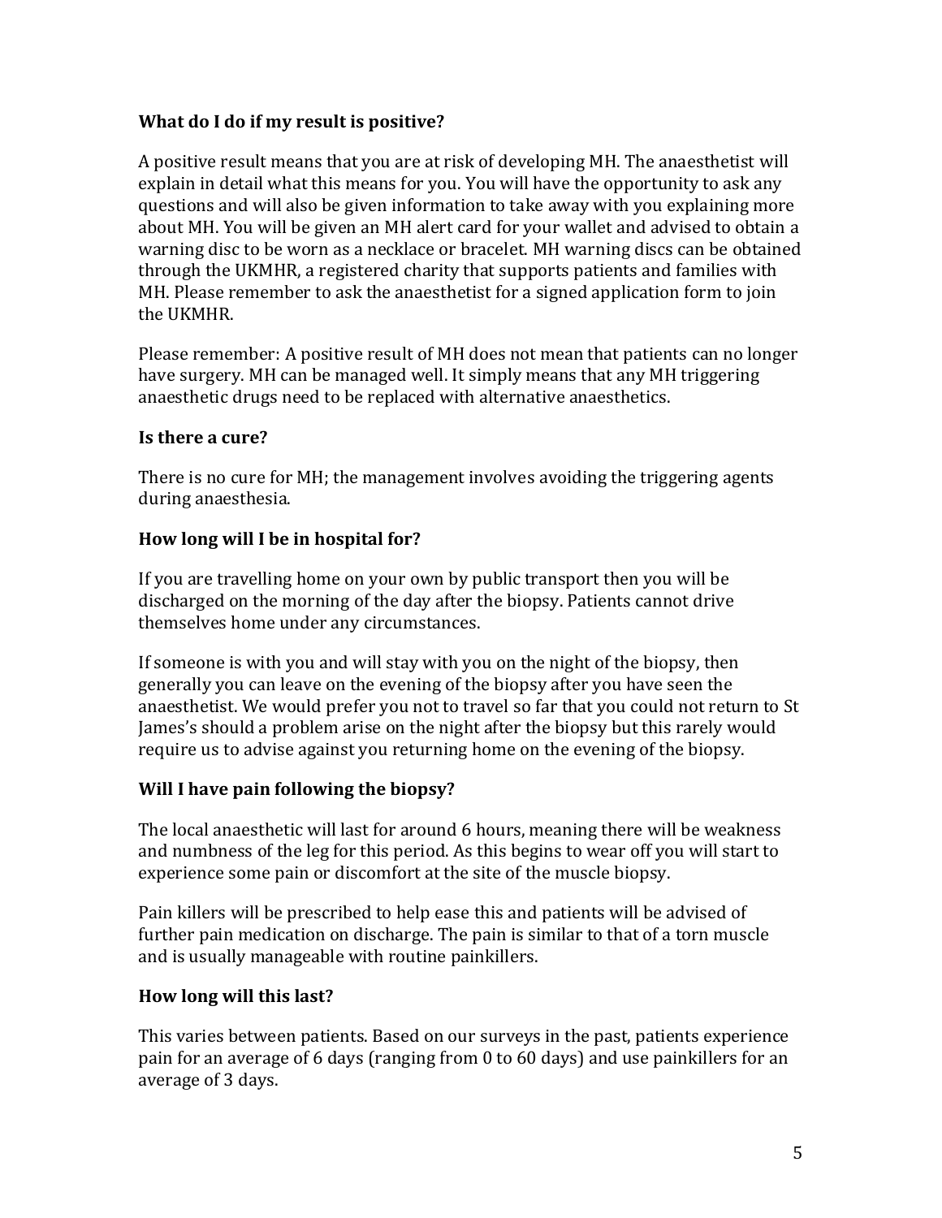**What do I do if my result is positive?**

A positive result means that you are at risk of developing MH. The anaesthetist will explain in detail what this means for you. You will have the opportunity to ask any questions and will also be given information to take away with you explaining more about MH. You will be given an MH alert card for your wallet and advised to obtain a warning disc to be worn as a necklace or bracelet. MH warning discs can be obtained through the UKMHR, a registered charity that supports patients and families with MH. Please remember to ask the anaesthetist for a signed application form to join the UKMHR.

Please remember: A positive result of MH does not mean that patients can no longer have surgery. MH can be managed well. It simply means that any MH triggering anaesthetic drugs need to be replaced with alternative anaesthetics.

**Is there a cure?**

There is no cure for MH; the management involves avoiding the triggering agents during anaesthesia.

**How long will I be in hospital for?**

If you are travelling home on your own by public transport then you will be discharged on the morning of the day after the biopsy. Patients cannot drive themselves home under any circumstances.

If someone is with you and will stay with you on the night of the biopsy, then generally you can leave on the evening of the biopsy after you have seen the anaesthetist. We would prefer you not to travel so far that you could not return to St James's should a problem arise on the night after the biopsy but this rarely would require us to advise against you returning home on the evening of the biopsy.

**Will I have pain following the biopsy?**

The local anaesthetic will last for around 6 hours, meaning there will be weakness and numbness of the leg for this period. As this begins to wear off you will start to experience some pain or discomfort at the site of the muscle biopsy.

Pain killers will be prescribed to help ease this and patients will be advised of further pain medication on discharge. The pain is similar to that of a torn muscle and is usually manageable with routine painkillers.

**How long will this last?**

This varies between patients. Based on our surveys in the past, patients experience pain for an average of 6 days (ranging from 0 to 60 days) and use painkillers for an average of 3 days.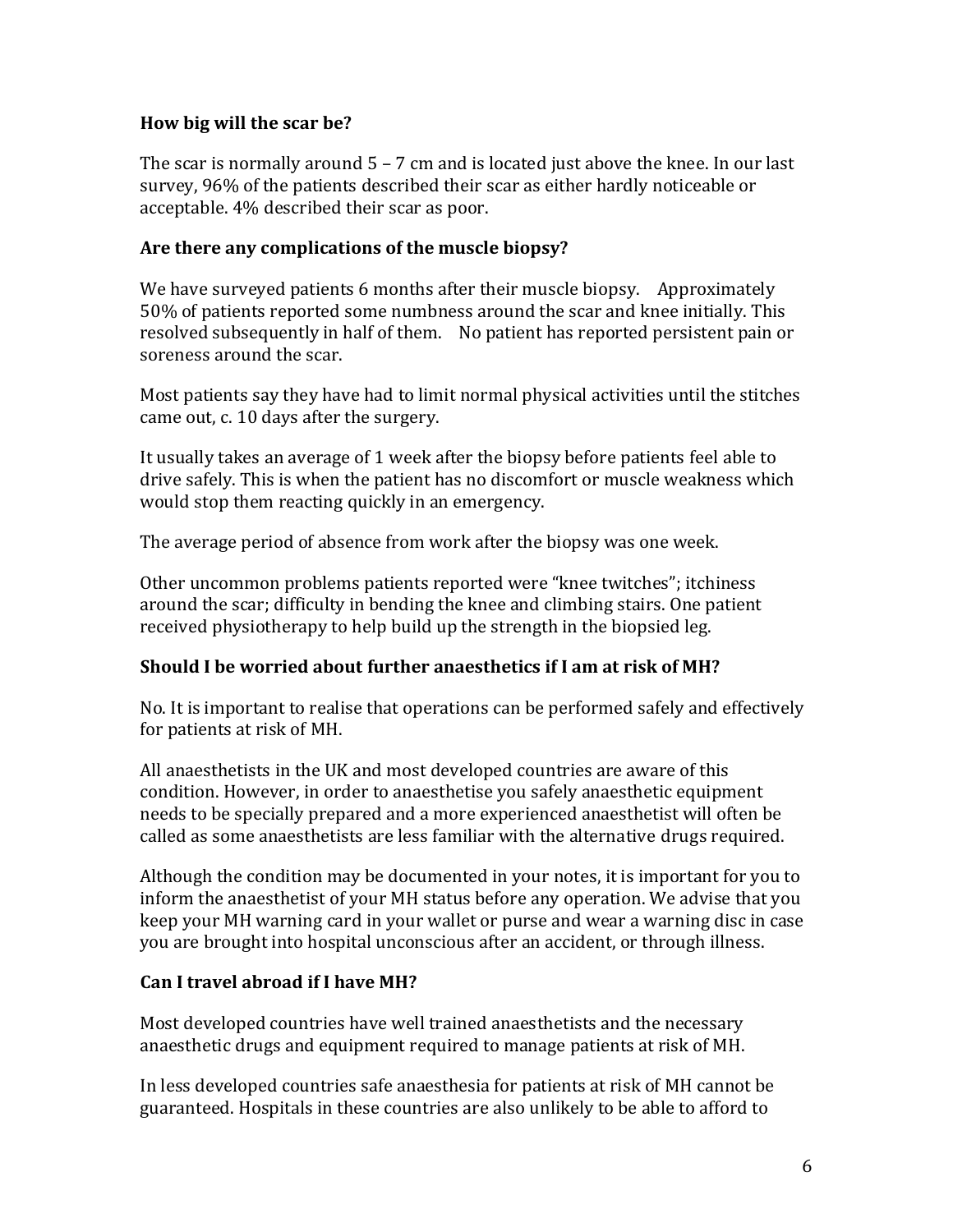**How big will the scar be?**

The scar is normally around 5 – 7 cm and is located just above the knee. In our last survey, 96% of the patients described their scar as either hardly noticeable or acceptable. 4% described their scar as poor.

**Are there any complications of the muscle biopsy?**

We have surveyed patients 6 months after their muscle biopsy. Approximately 50% of patients reported some numbness around the scar and knee initially. This resolved subsequently in half of them. No patient has reported persistent pain or soreness around the scar.

Most patients say they have had to limit normal physical activities until the stitches came out, c. 10 days after the surgery.

It usually takes an average of 1 week after the biopsy before patients feel able to drive safely. This is when the patient has no discomfort or muscle weakness which would stop them reacting quickly in an emergency.

The average period of absence from work after the biopsy was one week.

Other uncommon problems patients reported were "knee twitches"; itchiness around the scar; difficulty in bending the knee and climbing stairs. One patient received physiotherapy to help build up the strength in the biopsied leg.

**Should I be worried about further anaesthetics if I am at risk of MH?**

No. It is important to realise that operations can be performed safely and effectively for patients at risk of MH.

All anaesthetists in the UK and most developed countries are aware of this condition. However, in order to anaesthetise you safely anaesthetic equipment needs to be specially prepared and a more experienced anaesthetist will often be called as some anaesthetists are less familiar with the alternative drugs required.

Although the condition may be documented in your notes, it is important for you to inform the anaesthetist of your MH status before any operation. We advise that you keep your MH warning card in your wallet or purse and wear a warning disc in case you are brought into hospital unconscious after an accident, or through illness.

**Can I travel abroad if I have MH?**

Most developed countries have well trained anaesthetists and the necessary anaesthetic drugs and equipment required to manage patients at risk of MH.

In less developed countries safe anaesthesia for patients at risk of MH cannot be guaranteed. Hospitals in these countries are also unlikely to be able to afford to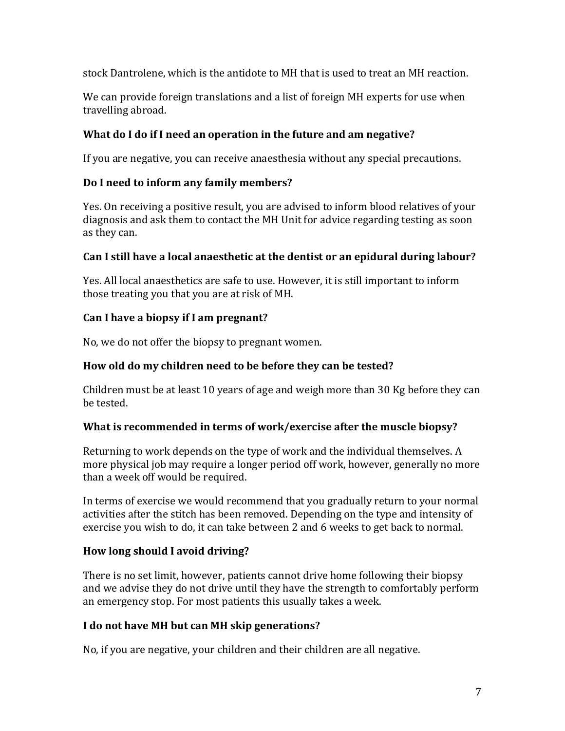stock Dantrolene, which is the antidote to MH that is used to treat an MH reaction.

We can provide foreign translations and a list of foreign MH experts for use when travelling abroad.

**What do I do if I need an operation in the future and am negative?**

If you are negative, you can receive anaesthesia without any special precautions.

**Do I need to inform any family members?**

Yes. On receiving a positive result, you are advised to inform blood relatives of your diagnosis and ask them to contact the MH Unit for advice regarding testing as soon as they can.

**Can I still have a local anaesthetic at the dentist or an epidural during labour?**

Yes. All local anaesthetics are safe to use. However, it is still important to inform those treating you that you are at risk of MH.

**Can I have a biopsy if I am pregnant?**

No, we do not offer the biopsy to pregnant women.

**How old do my children need to be before they can be tested?**

Children must be at least 10 years of age and weigh more than 30 Kg before they can be tested.

**What is recommended in terms of work/exercise after the muscle biopsy?**

Returning to work depends on the type of work and the individual themselves. A more physical job may require a longer period off work, however, generally no more than a week off would be required.

In terms of exercise we would recommend that you gradually return to your normal activities after the stitch has been removed. Depending on the type and intensity of exercise you wish to do, it can take between 2 and 6 weeks to get back to normal.

**How long should I avoid driving?**

There is no set limit, however, patients cannot drive home following their biopsy and we advise they do not drive until they have the strength to comfortably perform an emergency stop. For most patients this usually takes a week.

**I do not have MH but can MH skip generations?**

No, if you are negative, your children and their children are all negative.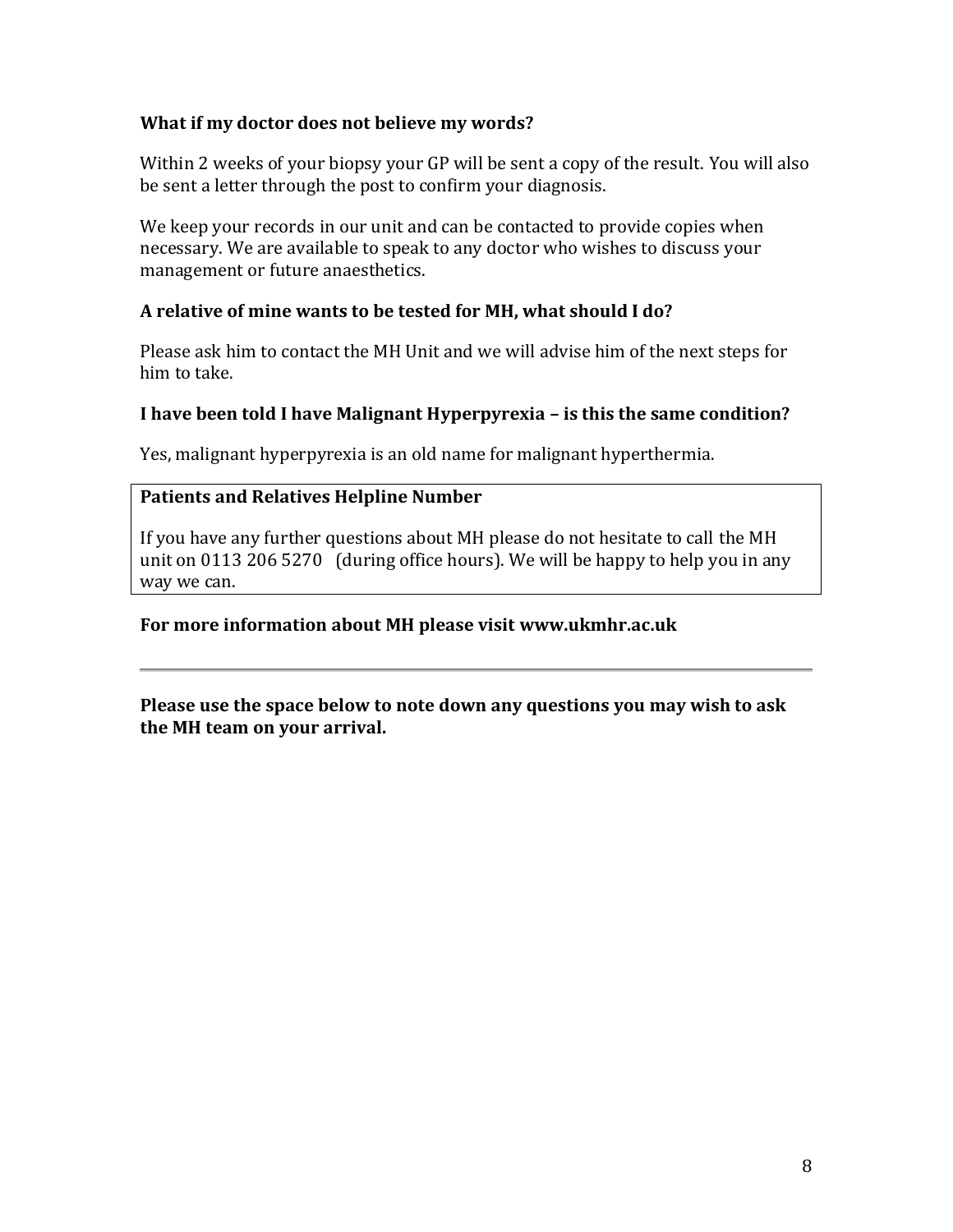**What if my doctor does not believe my words?**

Within 2 weeks of your biopsy your GP will be sent a copy of the result. You will also be sent a letter through the post to confirm your diagnosis.

We keep your records in our unit and can be contacted to provide copies when necessary. We are available to speak to any doctor who wishes to discuss your management or future anaesthetics.

**A relative of mine wants to be tested for MH, what should I do?**

Please ask him to contact the MH Unit and we will advise him of the next steps for him to take.

**I have been told I have Malignant Hyperpyrexia – is this the same condition?**

Yes, malignant hyperpyrexia is an old name for malignant hyperthermia.

**Patients and Relatives Helpline Number**

If you have any further questions about MH please do not hesitate to call the MH unit on 0113 206 5270 (during office hours). We will be happy to help you in any way we can.

**For more information about MH please visit www.ukmhr.ac.uk**

---

**Please use the space below to note down any questions you may wish to ask the MH team on your arrival.**